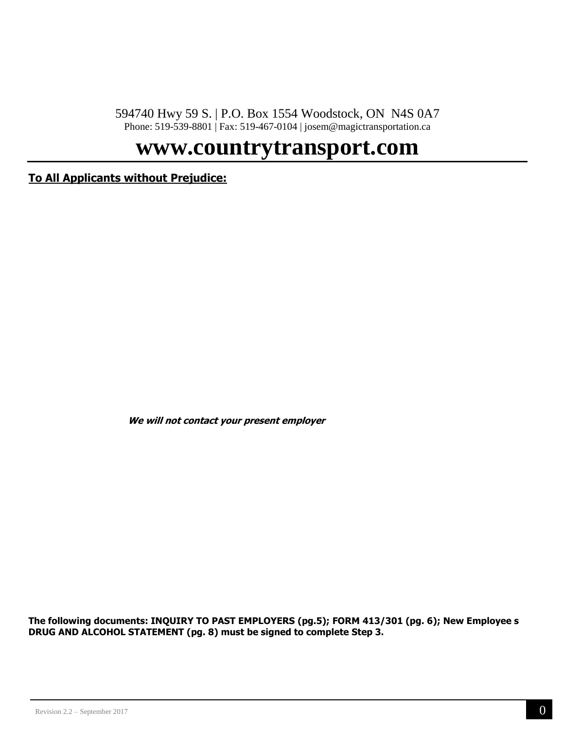594740 Hwy 59 S. | P.O. Box 1554 Woodstock, ON N4S 0A7
Phone: 519-539-8801 | Fax: 519-467-0104 | josem@magictransportation.ca

# www.countrytransport.com

**To All Applicants without Prejudice:**

***We will not contact your present employer***

**The following documents: INQUIRY TO PAST EMPLOYERS (pg.5); FORM 413/301 (pg. 6); New Employee s DRUG AND ALCOHOL STATEMENT (pg. 8) must be signed to complete Step 3.**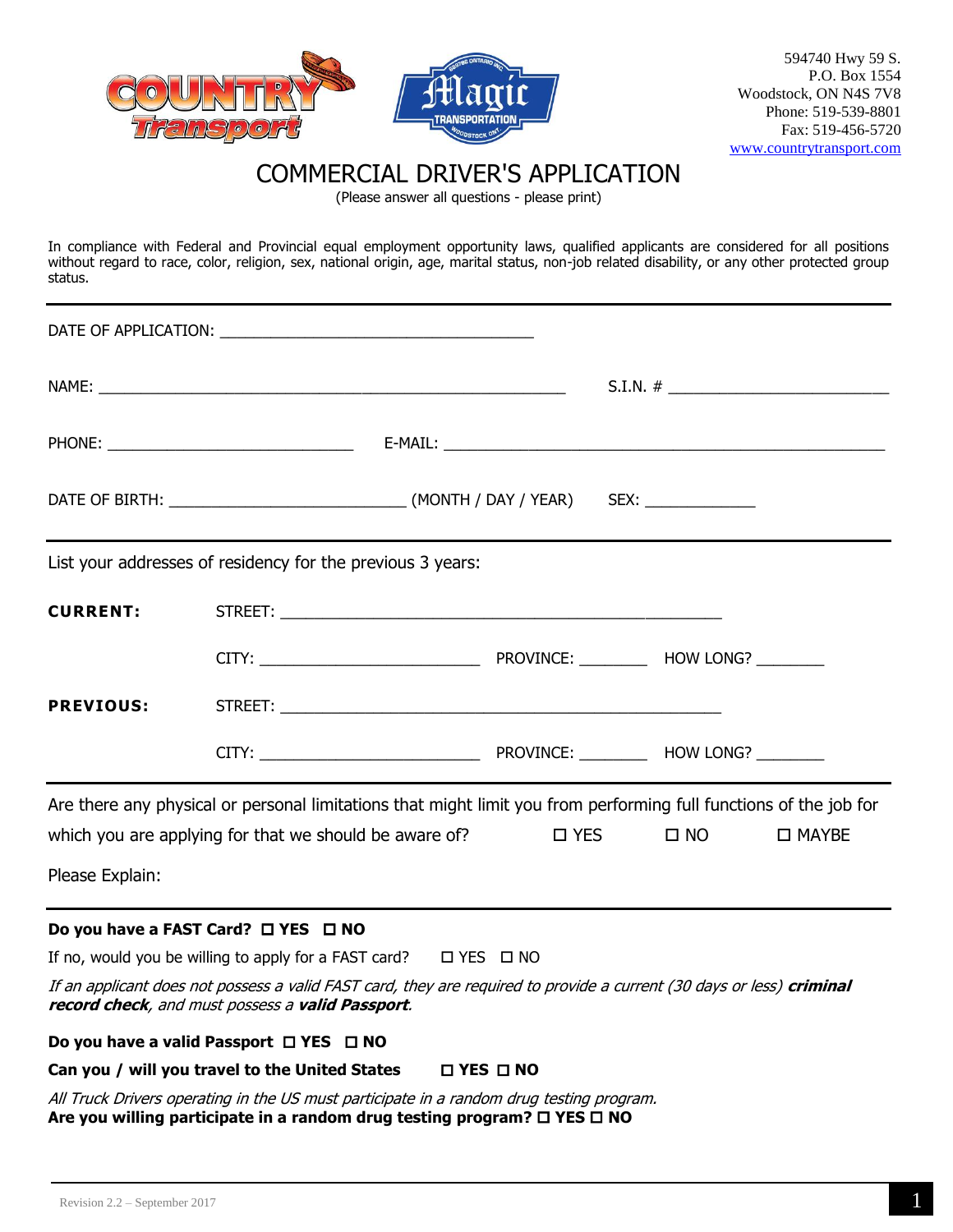594740 Hwy 59 S.
P.O. Box 1554
Woodstock, ON N4S 7V8
Phone: 519-539-8801
Fax: 519-456-5720
www.countrytransport.com

# COMMERCIAL DRIVER'S APPLICATION

(Please answer all questions - please print)

In compliance with Federal and Provincial equal employment opportunity laws, qualified applicants are considered for all positions without regard to race, color, religion, sex, national origin, age, marital status, non-job related disability, or any other protected group status.

---

DATE OF APPLICATION: ___________________________________

NAME: ____________________________________________________ S.I.N. # _________________________

PHONE: ___________________________ E-MAIL: _________________________________________________

DATE OF BIRTH: __________________________ (MONTH / DAY / YEAR) SEX: ____________

---

List your addresses of residency for the previous 3 years:

**CURRENT:** STREET: _________________________________________________

CITY: ________________________ PROVINCE: _______ HOW LONG? _______

**PREVIOUS:** STREET: _________________________________________________

CITY: ________________________ PROVINCE: _______ HOW LONG? _______

---

Are there any physical or personal limitations that might limit you from performing full functions of the job for which you are applying for that we should be aware of? ☐ YES ☐ NO ☐ MAYBE

Please Explain:

---

**Do you have a FAST Card? ☐ YES ☐ NO**

If no, would you be willing to apply for a FAST card? ☐ YES ☐ NO

*If an applicant does not possess a valid FAST card, they are required to provide a current (30 days or less)* ***criminal record check****, and must possess a* ***valid Passport****.*

**Do you have a valid Passport ☐ YES ☐ NO**

**Can you / will you travel to the United States ☐ YES ☐ NO**

*All Truck Drivers operating in the US must participate in a random drug testing program.*
**Are you willing participate in a random drug testing program? ☐ YES ☐ NO**

Revision 2.2 – September 2017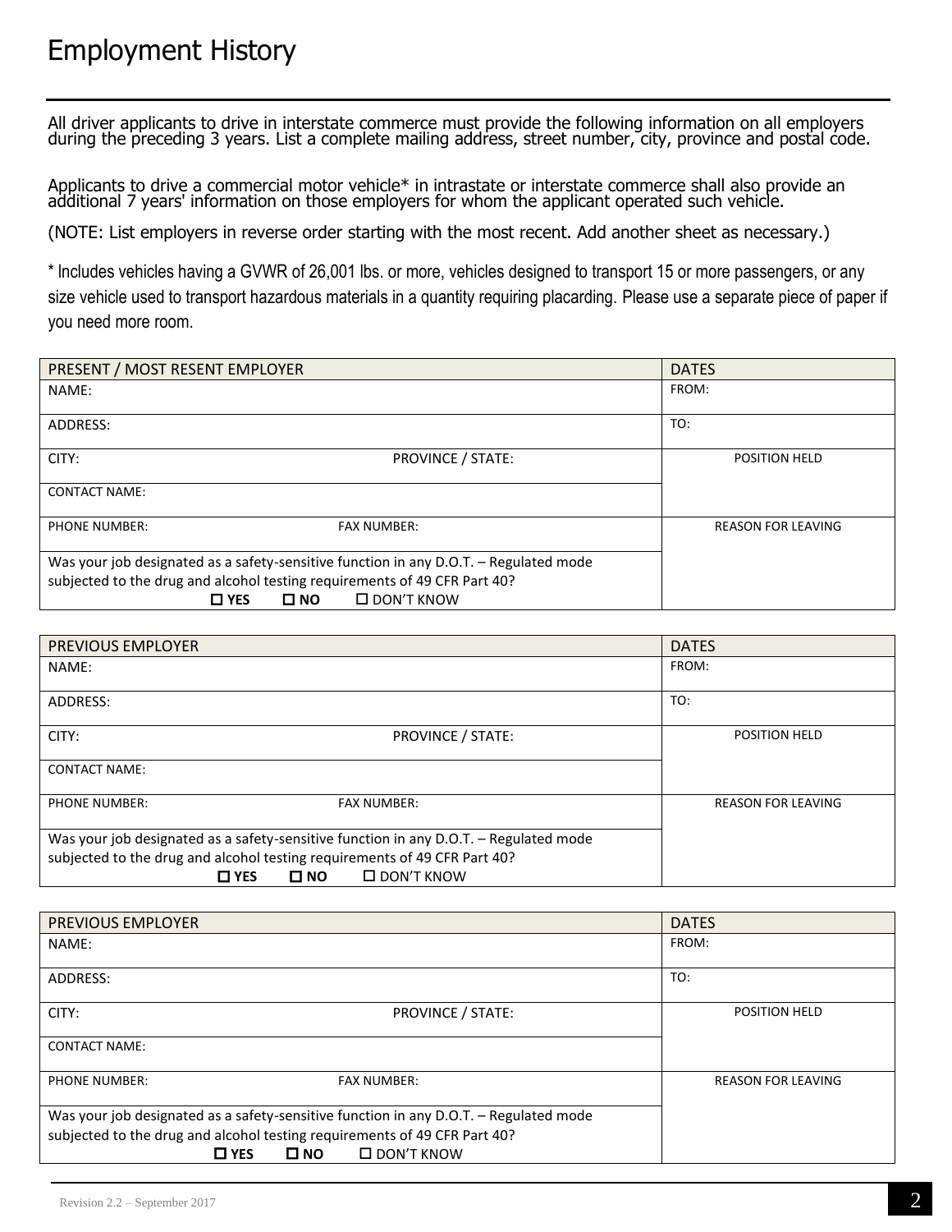# Employment History

All driver applicants to drive in interstate commerce must provide the following information on all employers during the preceding 3 years. List a complete mailing address, street number, city, province and postal code.

Applicants to drive a commercial motor vehicle* in intrastate or interstate commerce shall also provide an additional 7 years' information on those employers for whom the applicant operated such vehicle.

(NOTE: List employers in reverse order starting with the most recent. Add another sheet as necessary.)

* Includes vehicles having a GVWR of 26,001 lbs. or more, vehicles designed to transport 15 or more passengers, or any size vehicle used to transport hazardous materials in a quantity requiring placarding. Please use a separate piece of paper if you need more room.

| PRESENT / MOST RESENT EMPLOYER | | DATES |
|---|---|---|
| NAME: | | FROM: |
| ADDRESS: | | TO: |
| CITY: | PROVINCE / STATE: | POSITION HELD |
| CONTACT NAME: | | |
| PHONE NUMBER: | FAX NUMBER: | REASON FOR LEAVING |
| Was your job designated as a safety-sensitive function in any D.O.T. – Regulated mode subjected to the drug and alcohol testing requirements of 49 CFR Part 40? ☐ **YES** ☐ **NO** ☐ DON'T KNOW | | |

| PREVIOUS EMPLOYER | | DATES |
|---|---|---|
| NAME: | | FROM: |
| ADDRESS: | | TO: |
| CITY: | PROVINCE / STATE: | POSITION HELD |
| CONTACT NAME: | | |
| PHONE NUMBER: | FAX NUMBER: | REASON FOR LEAVING |
| Was your job designated as a safety-sensitive function in any D.O.T. – Regulated mode subjected to the drug and alcohol testing requirements of 49 CFR Part 40? ☐ **YES** ☐ **NO** ☐ DON'T KNOW | | |

| PREVIOUS EMPLOYER | | DATES |
|---|---|---|
| NAME: | | FROM: |
| ADDRESS: | | TO: |
| CITY: | PROVINCE / STATE: | POSITION HELD |
| CONTACT NAME: | | |
| PHONE NUMBER: | FAX NUMBER: | REASON FOR LEAVING |
| Was your job designated as a safety-sensitive function in any D.O.T. – Regulated mode subjected to the drug and alcohol testing requirements of 49 CFR Part 40? ☐ **YES** ☐ **NO** ☐ DON'T KNOW | | |

Revision 2.2 – September 2017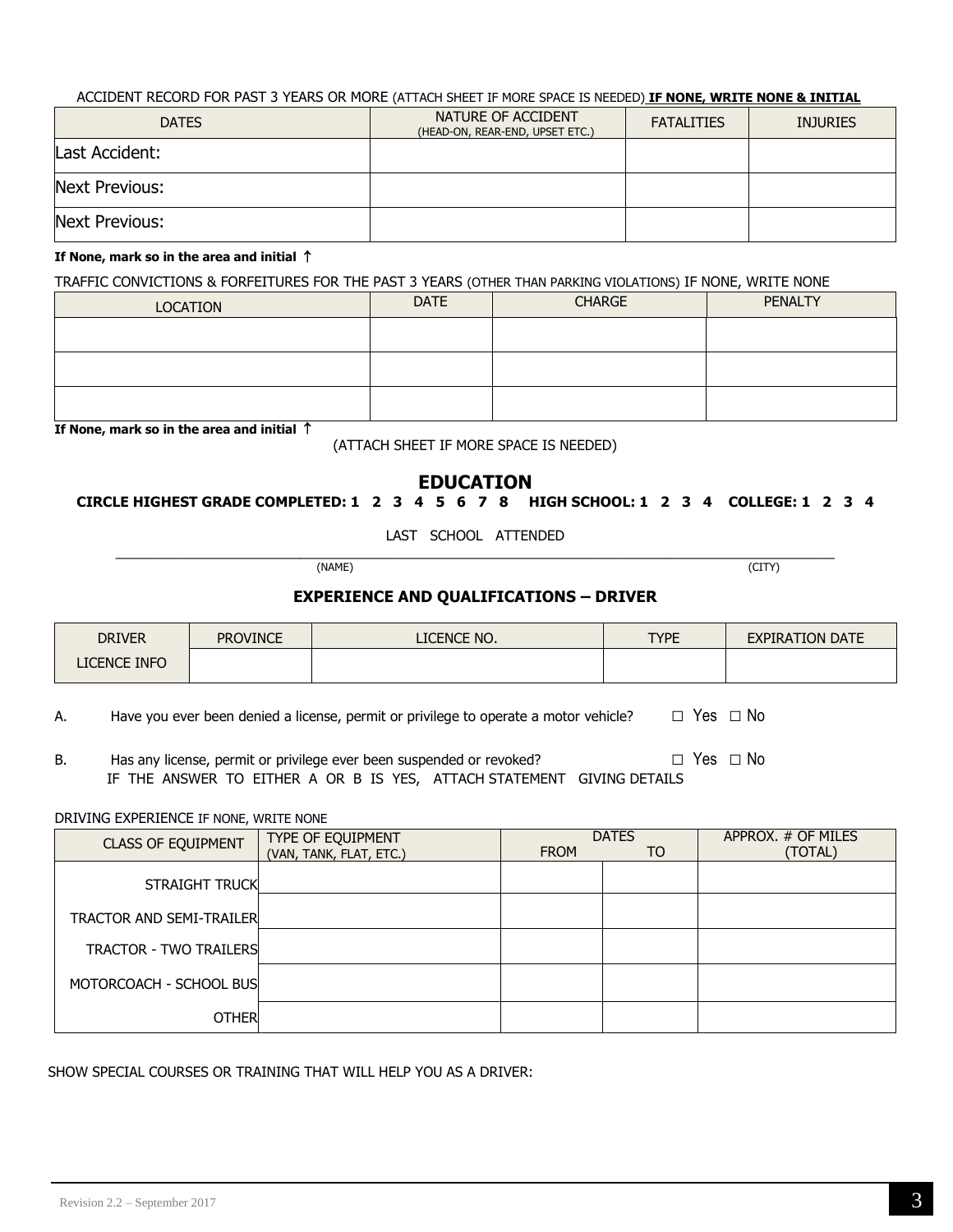ACCIDENT RECORD FOR PAST 3 YEARS OR MORE (ATTACH SHEET IF MORE SPACE IS NEEDED) **IF NONE, WRITE NONE & INITIAL**

| DATES | NATURE OF ACCIDENT (HEAD-ON, REAR-END, UPSET ETC.) | FATALITIES | INJURIES |
|---|---|---|---|
| Last Accident: | | | |
| Next Previous: | | | |
| Next Previous: | | | |

**If None, mark so in the area and initial ↑**

TRAFFIC CONVICTIONS & FORFEITURES FOR THE PAST 3 YEARS (OTHER THAN PARKING VIOLATIONS) IF NONE, WRITE NONE

| LOCATION | DATE | CHARGE | PENALTY |
|---|---|---|---|
| | | | |
| | | | |
| | | | |

**If None, mark so in the area and initial ↑**

(ATTACH SHEET IF MORE SPACE IS NEEDED)

## EDUCATION

**CIRCLE HIGHEST GRADE COMPLETED: 1 2 3 4 5 6 7 8 HIGH SCHOOL: 1 2 3 4 COLLEGE: 1 2 3 4**

LAST SCHOOL ATTENDED

_______________________________________________________________________________

(NAME) (CITY)

### EXPERIENCE AND QUALIFICATIONS – DRIVER

| DRIVER LICENCE INFO | PROVINCE | LICENCE NO. | TYPE | EXPIRATION DATE |
|---|---|---|---|---|
| | | | | |

A. Have you ever been denied a license, permit or privilege to operate a motor vehicle? ☐ Yes ☐ No

B. Has any license, permit or privilege ever been suspended or revoked? ☐ Yes ☐ No

IF THE ANSWER TO EITHER A OR B IS YES, ATTACH STATEMENT GIVING DETAILS

DRIVING EXPERIENCE IF NONE, WRITE NONE

| CLASS OF EQUIPMENT | TYPE OF EQUIPMENT (VAN, TANK, FLAT, ETC.) | DATES FROM | DATES TO | APPROX. # OF MILES (TOTAL) |
|---|---|---|---|---|
| STRAIGHT TRUCK | | | | |
| TRACTOR AND SEMI-TRAILER | | | | |
| TRACTOR - TWO TRAILERS | | | | |
| MOTORCOACH - SCHOOL BUS | | | | |
| OTHER | | | | |

SHOW SPECIAL COURSES OR TRAINING THAT WILL HELP YOU AS A DRIVER: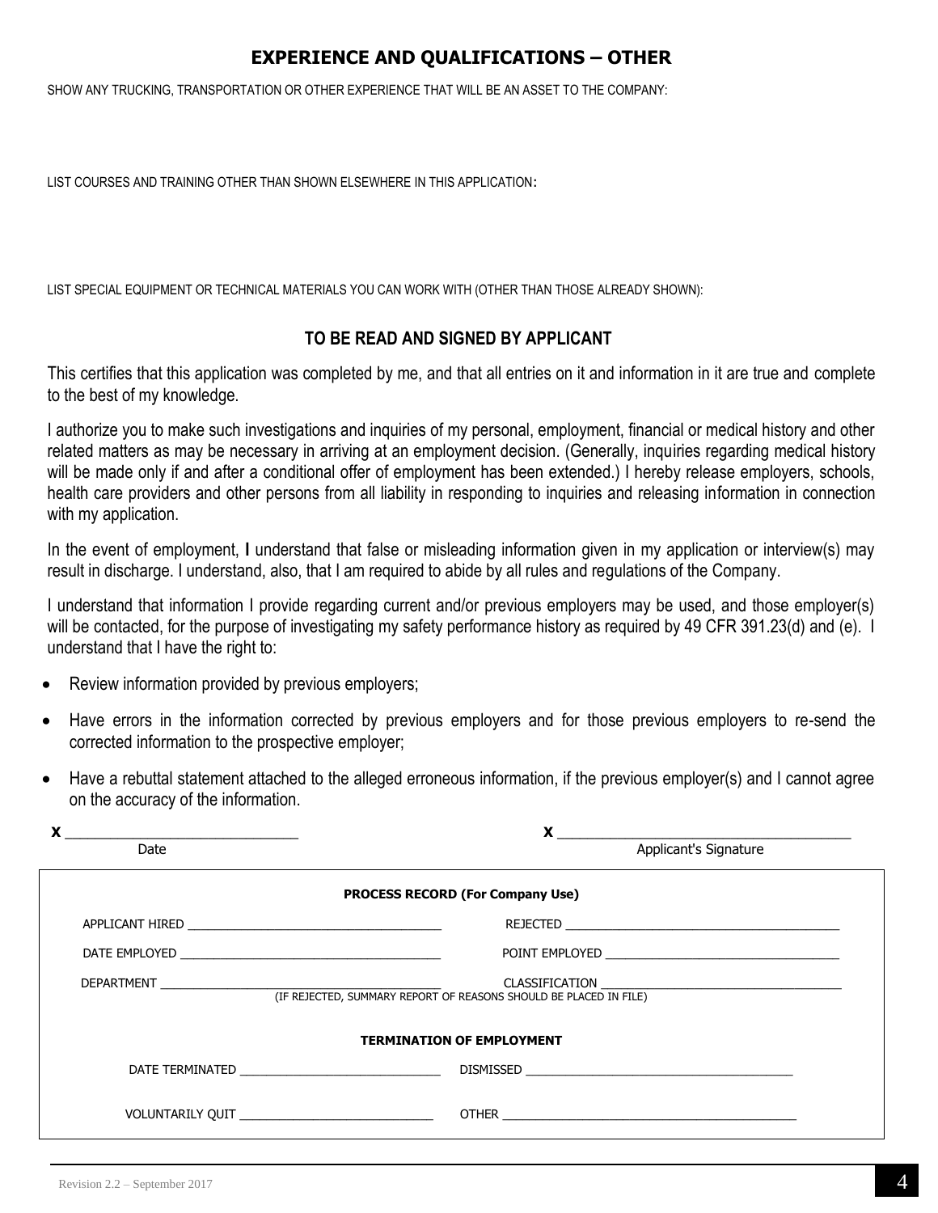## EXPERIENCE AND QUALIFICATIONS – OTHER

SHOW ANY TRUCKING, TRANSPORTATION OR OTHER EXPERIENCE THAT WILL BE AN ASSET TO THE COMPANY:

LIST COURSES AND TRAINING OTHER THAN SHOWN ELSEWHERE IN THIS APPLICATION:

LIST SPECIAL EQUIPMENT OR TECHNICAL MATERIALS YOU CAN WORK WITH (OTHER THAN THOSE ALREADY SHOWN):

### TO BE READ AND SIGNED BY APPLICANT

This certifies that this application was completed by me, and that all entries on it and information in it are true and complete to the best of my knowledge.

I authorize you to make such investigations and inquiries of my personal, employment, financial or medical history and other related matters as may be necessary in arriving at an employment decision. (Generally, inquiries regarding medical history will be made only if and after a conditional offer of employment has been extended.) I hereby release employers, schools, health care providers and other persons from all liability in responding to inquiries and releasing information in connection with my application.

In the event of employment, **I** understand that false or misleading information given in my application or interview(s) may result in discharge. I understand, also, that I am required to abide by all rules and regulations of the Company.

I understand that information I provide regarding current and/or previous employers may be used, and those employer(s) will be contacted, for the purpose of investigating my safety performance history as required by 49 CFR 391.23(d) and (e). I understand that I have the right to:

- Review information provided by previous employers;
- Have errors in the information corrected by previous employers and for those previous employers to re-send the corrected information to the prospective employer;
- Have a rebuttal statement attached to the alleged erroneous information, if the previous employer(s) and I cannot agree on the accuracy of the information.

**X** ______________________________ Date

**X** ______________________________ Applicant's Signature

**PROCESS RECORD (For Company Use)**

APPLICANT HIRED ______________________ REJECTED ______________________

DATE EMPLOYED ______________________ POINT EMPLOYED ______________________

DEPARTMENT ______________________ CLASSIFICATION ______________________

(IF REJECTED, SUMMARY REPORT OF REASONS SHOULD BE PLACED IN FILE)

**TERMINATION OF EMPLOYMENT**

DATE TERMINATED ______________________ DISMISSED ______________________

VOLUNTARILY QUIT ______________________ OTHER ______________________

Revision 2.2 – September 2017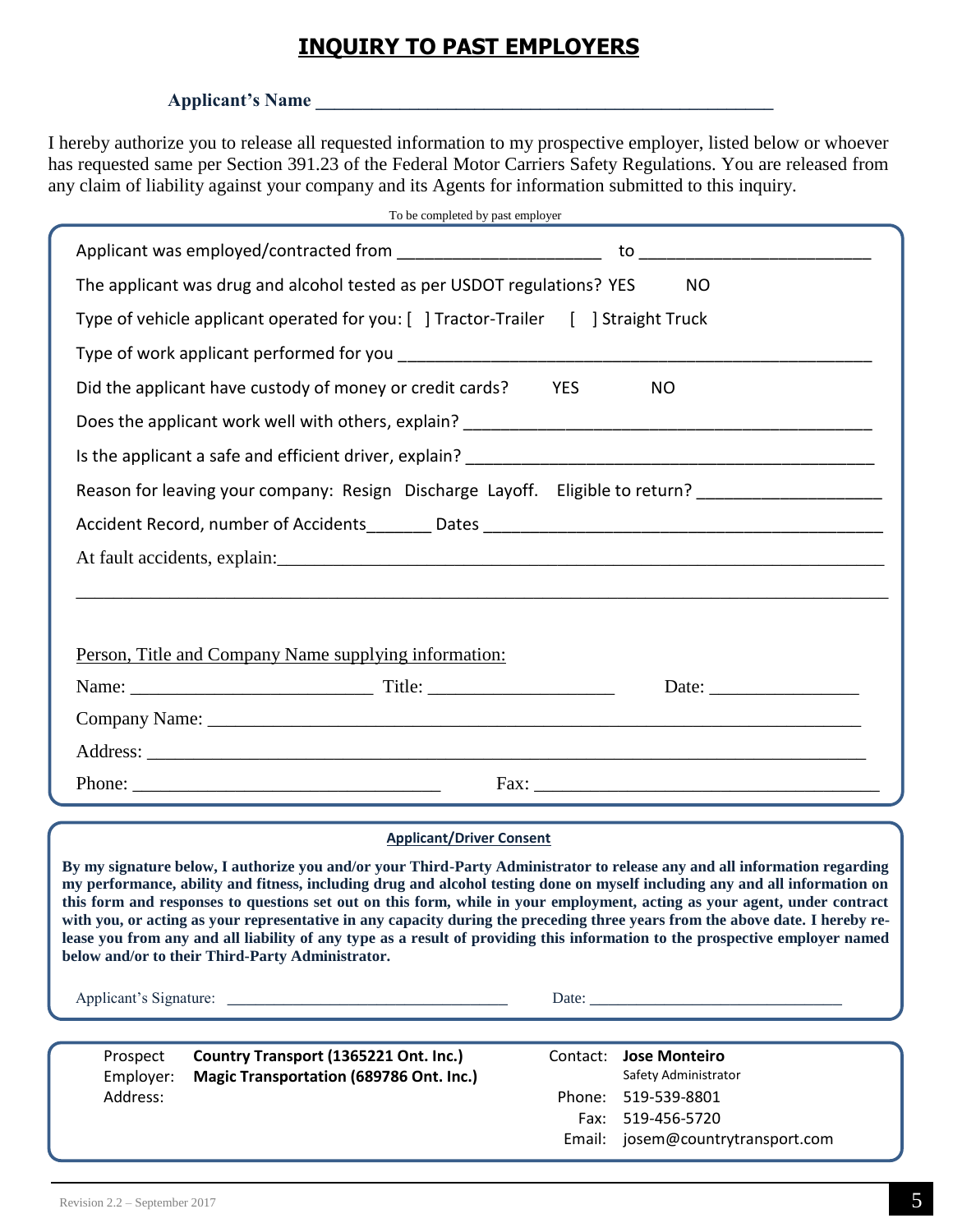# INQUIRY TO PAST EMPLOYERS

**Applicant's Name** ______________________________________________

I hereby authorize you to release all requested information to my prospective employer, listed below or whoever has requested same per Section 391.23 of the Federal Motor Carriers Safety Regulations. You are released from any claim of liability against your company and its Agents for information submitted to this inquiry.

To be completed by past employer

Applicant was employed/contracted from ______________________ to ________________________

The applicant was drug and alcohol tested as per USDOT regulations? YES NO

Type of vehicle applicant operated for you: [ ] Tractor-Trailer [ ] Straight Truck

Type of work applicant performed for you ______________________________________________

Did the applicant have custody of money or credit cards? YES NO

Does the applicant work well with others, explain? ______________________________________

Is the applicant a safe and efficient driver, explain? ______________________________________

Reason for leaving your company: Resign Discharge Layoff. Eligible to return? __________________

Accident Record, number of Accidents_______ Dates ______________________________________

At fault accidents, explain:_________________________________________________________

___________________________________________________________________________

Person, Title and Company Name supplying information:

Name: __________________________ Title: ____________________ Date: ________________

Company Name: _____________________________________________________________

Address: __________________________________________________________________

Phone: _______________________________ Fax: ____________________________________

**Applicant/Driver Consent**

**By my signature below, I authorize you and/or your Third-Party Administrator to release any and all information regarding my performance, ability and fitness, including drug and alcohol testing done on myself including any and all information on this form and responses to questions set out on this form, while in your employment, acting as your agent, under contract with you, or acting as your representative in any capacity during the preceding three years from the above date. I hereby release you from any and all liability of any type as a result of providing this information to the prospective employer named below and/or to their Third-Party Administrator.**

Applicant's Signature: _________________________________ Date: ______________________________

Prospect Employer: **Country Transport (1365221 Ont. Inc.)**
**Magic Transportation (689786 Ont. Inc.)**
Address:

Contact: **Jose Monteiro**
Safety Administrator
Phone: 519-539-8801
Fax: 519-456-5720
Email: josem@countrytransport.com

Revision 2.2 – September 2017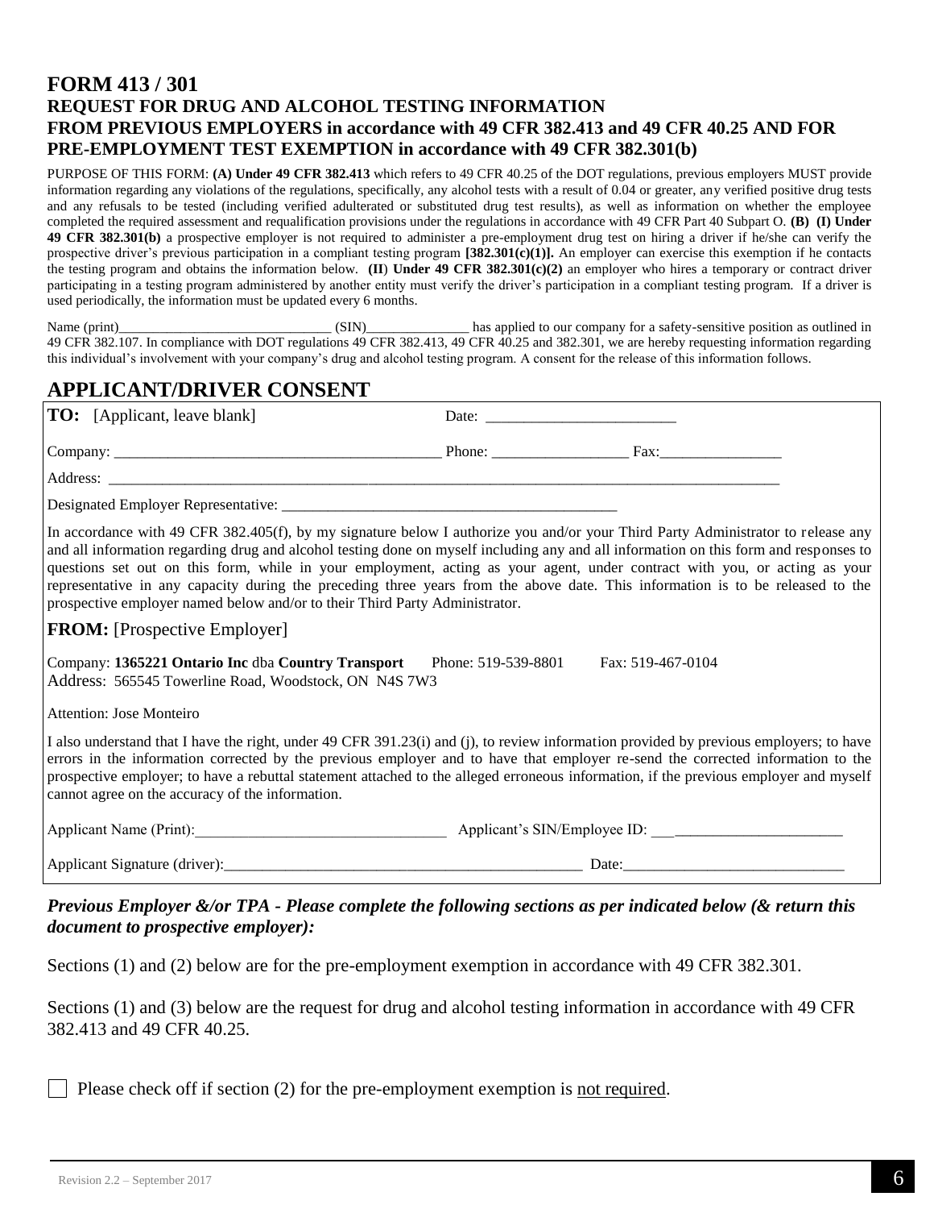# FORM 413 / 301

## REQUEST FOR DRUG AND ALCOHOL TESTING INFORMATION FROM PREVIOUS EMPLOYERS in accordance with 49 CFR 382.413 and 49 CFR 40.25 AND FOR PRE-EMPLOYMENT TEST EXEMPTION in accordance with 49 CFR 382.301(b)

PURPOSE OF THIS FORM: **(A) Under 49 CFR 382.413** which refers to 49 CFR 40.25 of the DOT regulations, previous employers MUST provide information regarding any violations of the regulations, specifically, any alcohol tests with a result of 0.04 or greater, any verified positive drug tests and any refusals to be tested (including verified adulterated or substituted drug test results), as well as information on whether the employee completed the required assessment and requalification provisions under the regulations in accordance with 49 CFR Part 40 Subpart O. **(B) (I) Under 49 CFR 382.301(b)** a prospective employer is not required to administer a pre-employment drug test on hiring a driver if he/she can verify the prospective driver's previous participation in a compliant testing program **[382.301(c)(1)].** An employer can exercise this exemption if he contacts the testing program and obtains the information below. **(II) Under 49 CFR 382.301(c)(2)** an employer who hires a temporary or contract driver participating in a testing program administered by another entity must verify the driver's participation in a compliant testing program. If a driver is used periodically, the information must be updated every 6 months.

Name (print)______________________________ (SIN)_______________ has applied to our company for a safety-sensitive position as outlined in 49 CFR 382.107. In compliance with DOT regulations 49 CFR 382.413, 49 CFR 40.25 and 382.301, we are hereby requesting information regarding this individual's involvement with your company's drug and alcohol testing program. A consent for the release of this information follows.

## APPLICANT/DRIVER CONSENT

**TO:** [Applicant, leave blank] Date: _________________________

Company: __________________________________________ Phone: __________________ Fax:________________

Address: ________________________________________________________________________________________

Designated Employer Representative: _____________________________________________

In accordance with 49 CFR 382.405(f), by my signature below I authorize you and/or your Third Party Administrator to release any and all information regarding drug and alcohol testing done on myself including any and all information on this form and responses to questions set out on this form, while in your employment, acting as your agent, under contract with you, or acting as your representative in any capacity during the preceding three years from the above date. This information is to be released to the prospective employer named below and/or to their Third Party Administrator.

**FROM:** [Prospective Employer]

Company: **1365221 Ontario Inc** dba **Country Transport** Phone: 519-539-8801 Fax: 519-467-0104
Address: 565545 Towerline Road, Woodstock, ON N4S 7W3

Attention: Jose Monteiro

I also understand that I have the right, under 49 CFR 391.23(i) and (j), to review information provided by previous employers; to have errors in the information corrected by the previous employer and to have that employer re-send the corrected information to the prospective employer; to have a rebuttal statement attached to the alleged erroneous information, if the previous employer and myself cannot agree on the accuracy of the information.

Applicant Name (Print):_________________________________ Applicant's SIN/Employee ID: _________________________

Applicant Signature (driver):_________________________________________________ Date:_____________________________

***Previous Employer &/or TPA - Please complete the following sections as per indicated below (& return this document to prospective employer):***

Sections (1) and (2) below are for the pre-employment exemption in accordance with 49 CFR 382.301.

Sections (1) and (3) below are the request for drug and alcohol testing information in accordance with 49 CFR 382.413 and 49 CFR 40.25.

☐ Please check off if section (2) for the pre-employment exemption is not required.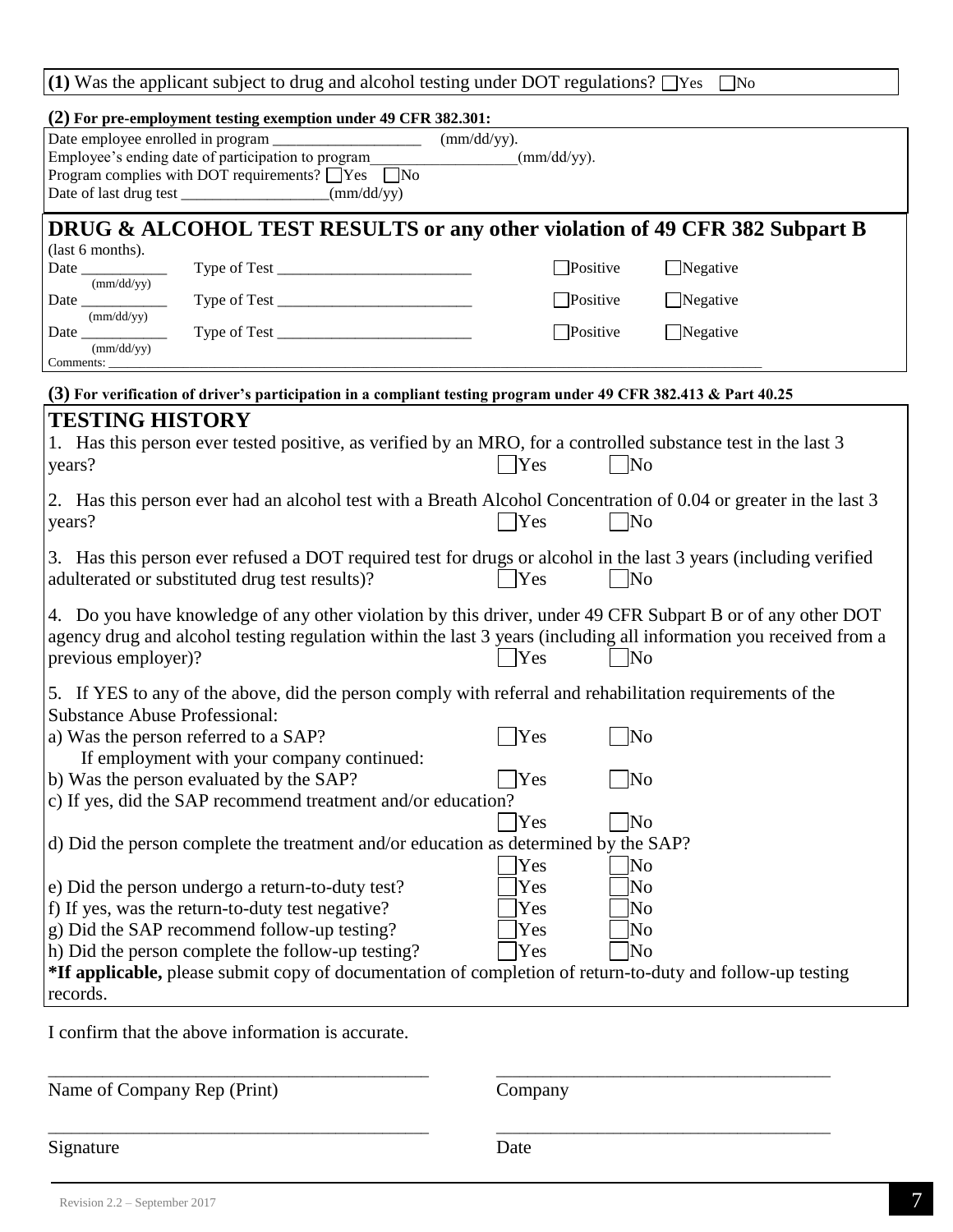**(1)** Was the applicant subject to drug and alcohol testing under DOT regulations? ☐Yes ☐No

**(2) For pre-employment testing exemption under 49 CFR 382.301:**

Date employee enrolled in program ___________________ (mm/dd/yy).
Employee's ending date of participation to program___________________(mm/dd/yy).
Program complies with DOT requirements? ☐Yes ☐No
Date of last drug test ___________________(mm/dd/yy)

## DRUG & ALCOHOL TEST RESULTS or any other violation of 49 CFR 382 Subpart B

(last 6 months).

Date ___________ (mm/dd/yy) Type of Test _________________________ ☐Positive ☐Negative
Date ___________ (mm/dd/yy) Type of Test _________________________ ☐Positive ☐Negative
Date ___________ (mm/dd/yy) Type of Test _________________________ ☐Positive ☐Negative
Comments: ___________________________________________________________________________

**(3) For verification of driver's participation in a compliant testing program under 49 CFR 382.413 & Part 40.25**

## TESTING HISTORY

1. Has this person ever tested positive, as verified by an MRO, for a controlled substance test in the last 3 years? ☐Yes ☐No

2. Has this person ever had an alcohol test with a Breath Alcohol Concentration of 0.04 or greater in the last 3 years? ☐Yes ☐No

3. Has this person ever refused a DOT required test for drugs or alcohol in the last 3 years (including verified adulterated or substituted drug test results)? ☐Yes ☐No

4. Do you have knowledge of any other violation by this driver, under 49 CFR Subpart B or of any other DOT agency drug and alcohol testing regulation within the last 3 years (including all information you received from a previous employer)? ☐Yes ☐No

5. If YES to any of the above, did the person comply with referral and rehabilitation requirements of the Substance Abuse Professional:

a) Was the person referred to a SAP? ☐Yes ☐No
   If employment with your company continued:
b) Was the person evaluated by the SAP? ☐Yes ☐No
c) If yes, did the SAP recommend treatment and/or education? ☐Yes ☐No
d) Did the person complete the treatment and/or education as determined by the SAP? ☐Yes ☐No
e) Did the person undergo a return-to-duty test? ☐Yes ☐No
f) If yes, was the return-to-duty test negative? ☐Yes ☐No
g) Did the SAP recommend follow-up testing? ☐Yes ☐No
h) Did the person complete the follow-up testing? ☐Yes ☐No

***If applicable,** please submit copy of documentation of completion of return-to-duty and follow-up testing records.

I confirm that the above information is accurate.

___________________________________________ ___________________________________
Name of Company Rep (Print) Company

___________________________________________ ___________________________________
Signature Date

Revision 2.2 – September 2017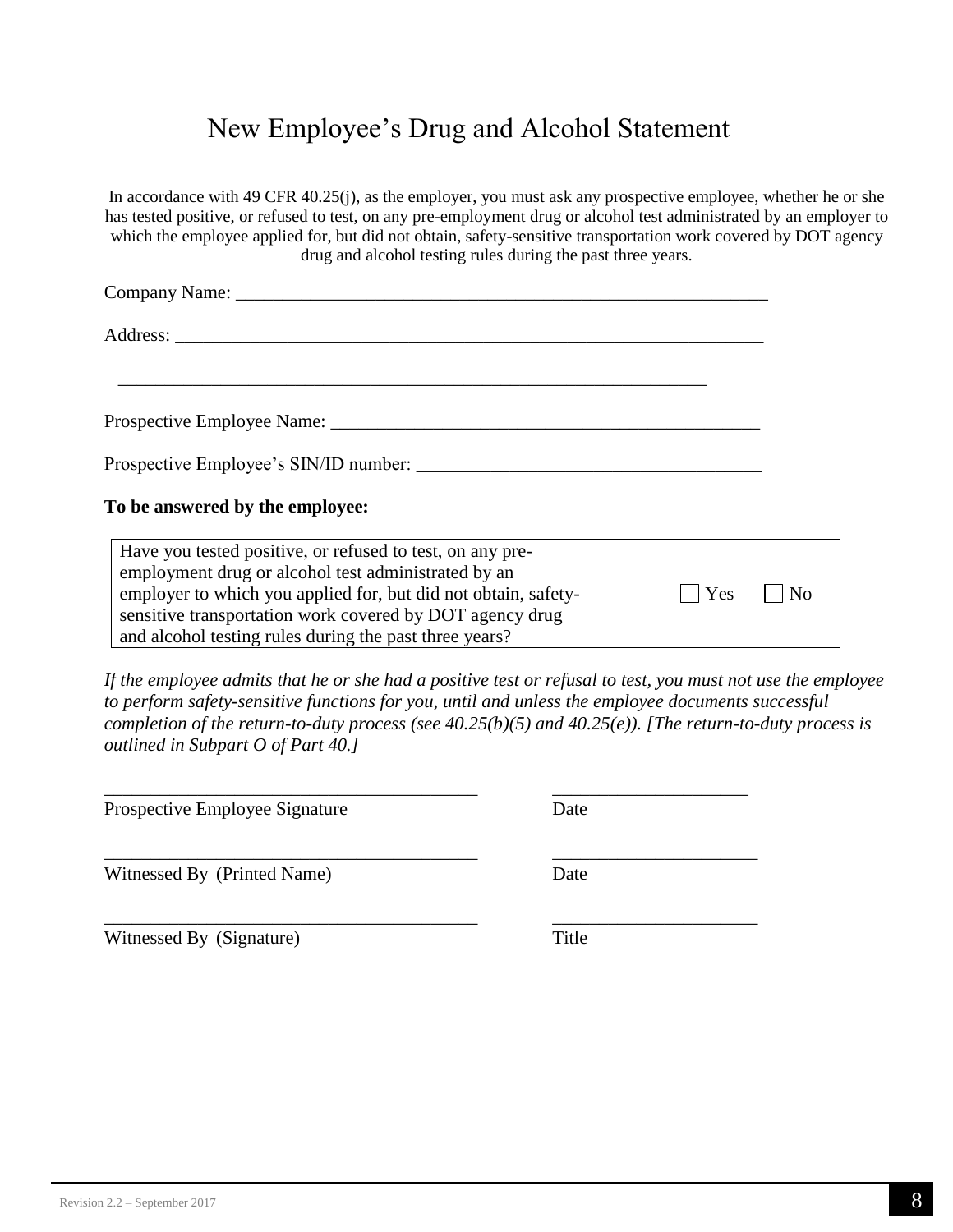# New Employee's Drug and Alcohol Statement

In accordance with 49 CFR 40.25(j), as the employer, you must ask any prospective employee, whether he or she has tested positive, or refused to test, on any pre-employment drug or alcohol test administrated by an employer to which the employee applied for, but did not obtain, safety-sensitive transportation work covered by DOT agency drug and alcohol testing rules during the past three years.

Company Name: ____________________________________________________________

Address: _________________________________________________________________

_________________________________________________________________

Prospective Employee Name: ________________________________________________

Prospective Employee's SIN/ID number: ____________________________________

**To be answered by the employee:**

| | |
|---|---|
| Have you tested positive, or refused to test, on any pre-employment drug or alcohol test administrated by an employer to which you applied for, but did not obtain, safety-sensitive transportation work covered by DOT agency drug and alcohol testing rules during the past three years? | ☐ Yes ☐ No |

*If the employee admits that he or she had a positive test or refusal to test, you must not use the employee to perform safety-sensitive functions for you, until and unless the employee documents successful completion of the return-to-duty process (see 40.25(b)(5) and 40.25(e)). [The return-to-duty process is outlined in Subpart O of Part 40.]*

________________________________________ ______________________

Prospective Employee Signature Date

________________________________________ ______________________

Witnessed By (Printed Name) Date

________________________________________ ______________________

Witnessed By (Signature) Title

Revision 2.2 – September 2017